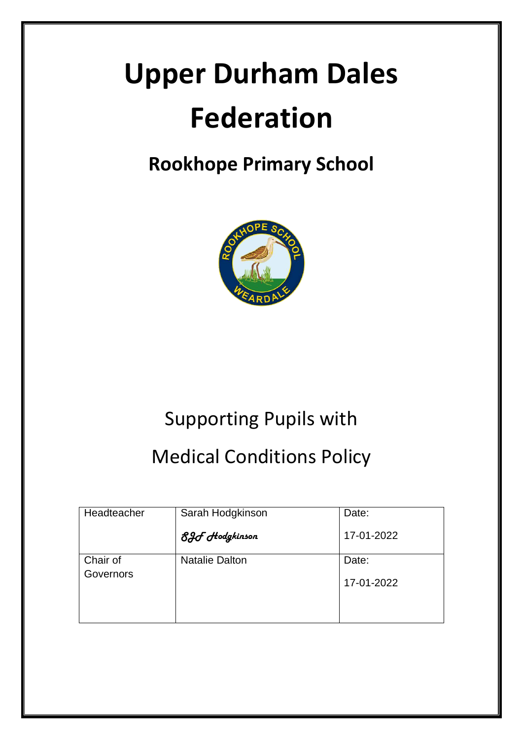# Upper Durham Dales Federation

## Rookhope Primary School

Supporting Pupils with

Medical Conditions Policy

| Headteacher | Sarah Hodgkinson<br>SJF Hodgkinson | Date:<br>17-01-2022 |
|---|---|---|
| Chair of Governors | Natalie Dalton | Date:<br>17-01-2022 |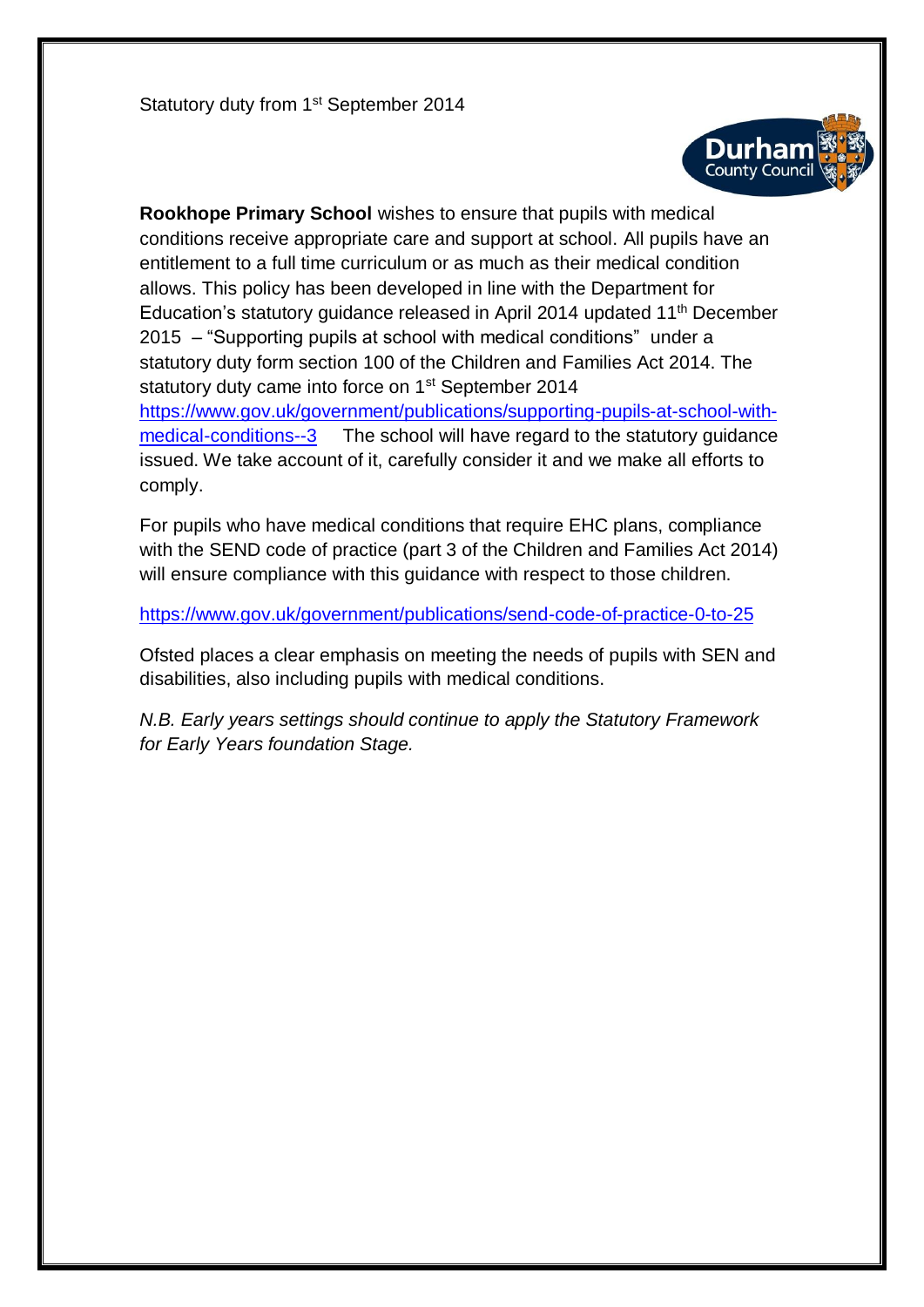Statutory duty from 1st September 2014

**Rookhope Primary School** wishes to ensure that pupils with medical conditions receive appropriate care and support at school. All pupils have an entitlement to a full time curriculum or as much as their medical condition allows. This policy has been developed in line with the Department for Education's statutory guidance released in April 2014 updated 11th December 2015 – "Supporting pupils at school with medical conditions" under a statutory duty form section 100 of the Children and Families Act 2014. The statutory duty came into force on 1st September 2014 https://www.gov.uk/government/publications/supporting-pupils-at-school-with-medical-conditions--3 The school will have regard to the statutory guidance issued. We take account of it, carefully consider it and we make all efforts to comply.

For pupils who have medical conditions that require EHC plans, compliance with the SEND code of practice (part 3 of the Children and Families Act 2014) will ensure compliance with this guidance with respect to those children.

https://www.gov.uk/government/publications/send-code-of-practice-0-to-25

Ofsted places a clear emphasis on meeting the needs of pupils with SEN and disabilities, also including pupils with medical conditions.

*N.B. Early years settings should continue to apply the Statutory Framework for Early Years foundation Stage.*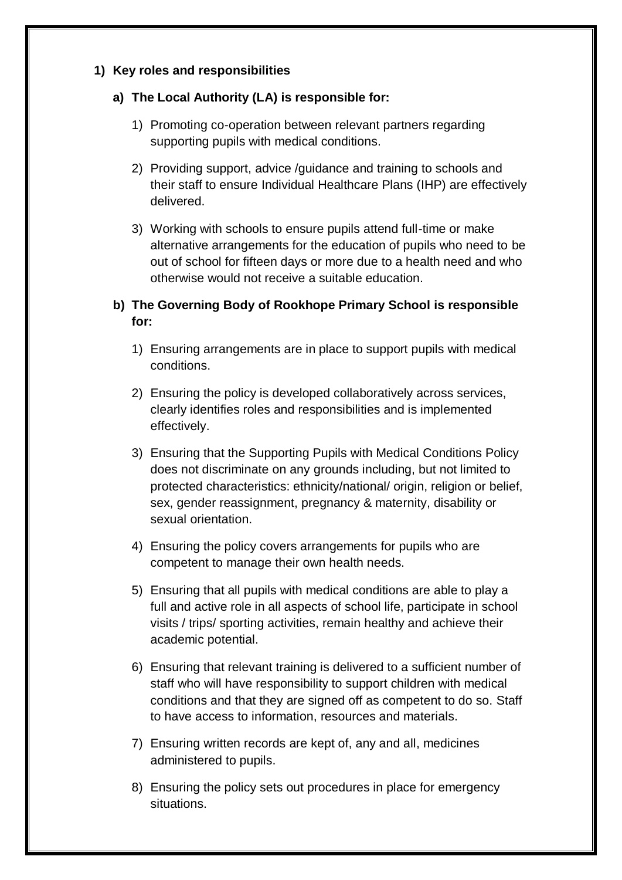## 1) Key roles and responsibilities

### a) The Local Authority (LA) is responsible for:

1) Promoting co-operation between relevant partners regarding supporting pupils with medical conditions.
2) Providing support, advice /guidance and training to schools and their staff to ensure Individual Healthcare Plans (IHP) are effectively delivered.
3) Working with schools to ensure pupils attend full-time or make alternative arrangements for the education of pupils who need to be out of school for fifteen days or more due to a health need and who otherwise would not receive a suitable education.

### b) The Governing Body of Rookhope Primary School is responsible for:

1) Ensuring arrangements are in place to support pupils with medical conditions.
2) Ensuring the policy is developed collaboratively across services, clearly identifies roles and responsibilities and is implemented effectively.
3) Ensuring that the Supporting Pupils with Medical Conditions Policy does not discriminate on any grounds including, but not limited to protected characteristics: ethnicity/national/ origin, religion or belief, sex, gender reassignment, pregnancy & maternity, disability or sexual orientation.
4) Ensuring the policy covers arrangements for pupils who are competent to manage their own health needs.
5) Ensuring that all pupils with medical conditions are able to play a full and active role in all aspects of school life, participate in school visits / trips/ sporting activities, remain healthy and achieve their academic potential.
6) Ensuring that relevant training is delivered to a sufficient number of staff who will have responsibility to support children with medical conditions and that they are signed off as competent to do so. Staff to have access to information, resources and materials.
7) Ensuring written records are kept of, any and all, medicines administered to pupils.
8) Ensuring the policy sets out procedures in place for emergency situations.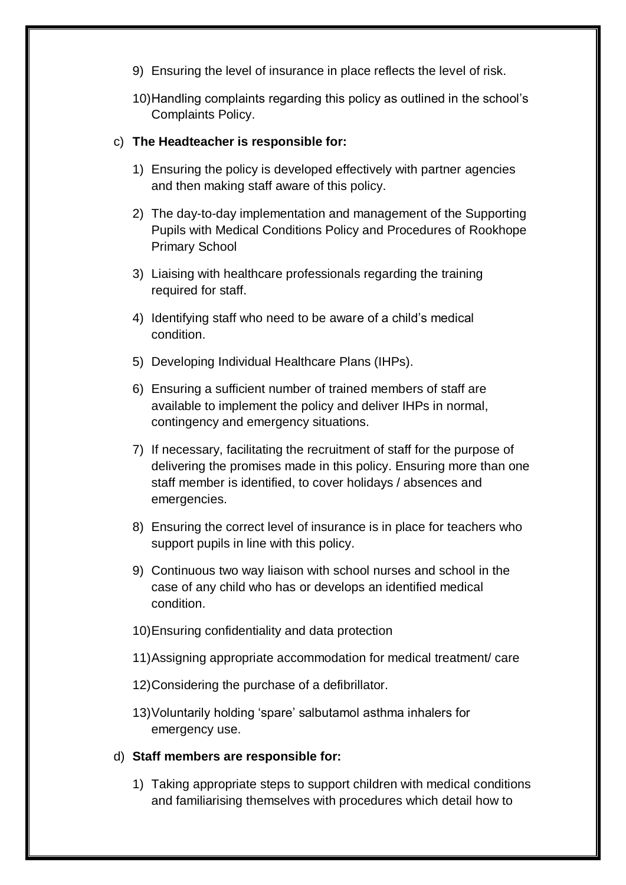9) Ensuring the level of insurance in place reflects the level of risk.

10) Handling complaints regarding this policy as outlined in the school's Complaints Policy.

c) **The Headteacher is responsible for:**

1) Ensuring the policy is developed effectively with partner agencies and then making staff aware of this policy.

2) The day-to-day implementation and management of the Supporting Pupils with Medical Conditions Policy and Procedures of Rookhope Primary School

3) Liaising with healthcare professionals regarding the training required for staff.

4) Identifying staff who need to be aware of a child's medical condition.

5) Developing Individual Healthcare Plans (IHPs).

6) Ensuring a sufficient number of trained members of staff are available to implement the policy and deliver IHPs in normal, contingency and emergency situations.

7) If necessary, facilitating the recruitment of staff for the purpose of delivering the promises made in this policy. Ensuring more than one staff member is identified, to cover holidays / absences and emergencies.

8) Ensuring the correct level of insurance is in place for teachers who support pupils in line with this policy.

9) Continuous two way liaison with school nurses and school in the case of any child who has or develops an identified medical condition.

10) Ensuring confidentiality and data protection

11) Assigning appropriate accommodation for medical treatment/ care

12) Considering the purchase of a defibrillator.

13) Voluntarily holding 'spare' salbutamol asthma inhalers for emergency use.

d) **Staff members are responsible for:**

1) Taking appropriate steps to support children with medical conditions and familiarising themselves with procedures which detail how to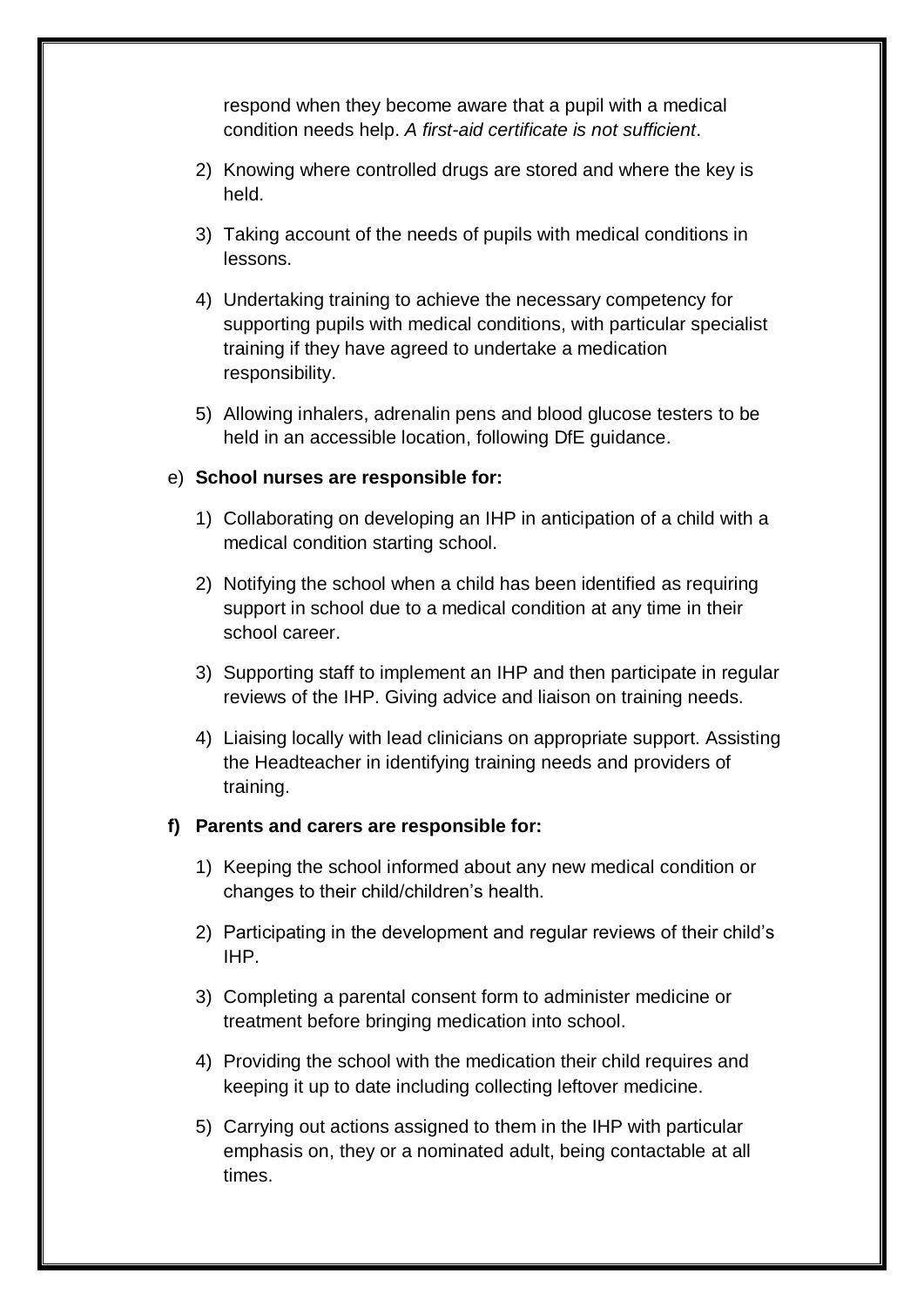respond when they become aware that a pupil with a medical condition needs help. *A first-aid certificate is not sufficient*.

2) Knowing where controlled drugs are stored and where the key is held.

3) Taking account of the needs of pupils with medical conditions in lessons.

4) Undertaking training to achieve the necessary competency for supporting pupils with medical conditions, with particular specialist training if they have agreed to undertake a medication responsibility.

5) Allowing inhalers, adrenalin pens and blood glucose testers to be held in an accessible location, following DfE guidance.

e) **School nurses are responsible for:**

1) Collaborating on developing an IHP in anticipation of a child with a medical condition starting school.

2) Notifying the school when a child has been identified as requiring support in school due to a medical condition at any time in their school career.

3) Supporting staff to implement an IHP and then participate in regular reviews of the IHP. Giving advice and liaison on training needs.

4) Liaising locally with lead clinicians on appropriate support. Assisting the Headteacher in identifying training needs and providers of training.

**f) Parents and carers are responsible for:**

1) Keeping the school informed about any new medical condition or changes to their child/children's health.

2) Participating in the development and regular reviews of their child's IHP.

3) Completing a parental consent form to administer medicine or treatment before bringing medication into school.

4) Providing the school with the medication their child requires and keeping it up to date including collecting leftover medicine.

5) Carrying out actions assigned to them in the IHP with particular emphasis on, they or a nominated adult, being contactable at all times.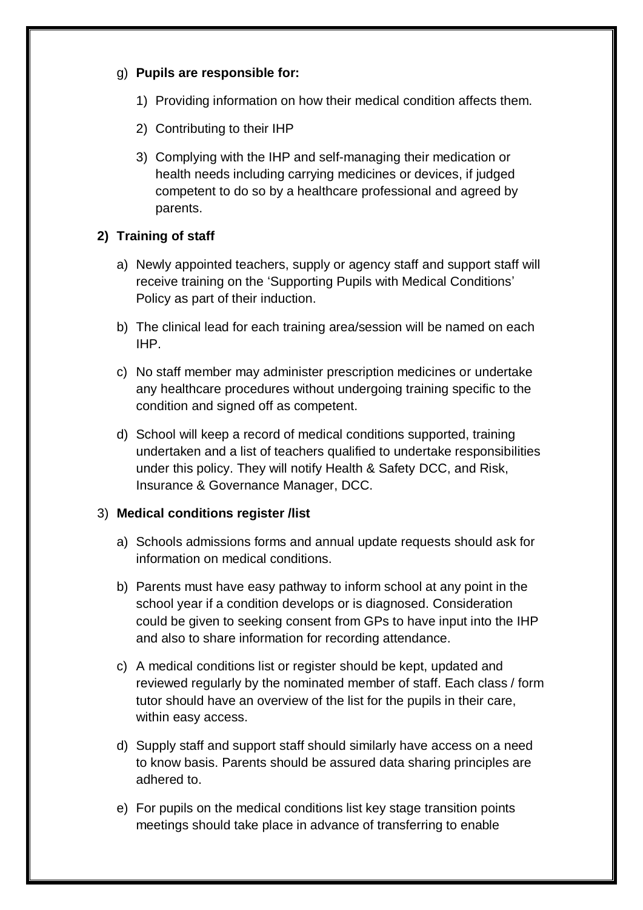g) **Pupils are responsible for:**

   1) Providing information on how their medical condition affects them.

   2) Contributing to their IHP

   3) Complying with the IHP and self-managing their medication or health needs including carrying medicines or devices, if judged competent to do so by a healthcare professional and agreed by parents.

## 2) Training of staff

a) Newly appointed teachers, supply or agency staff and support staff will receive training on the 'Supporting Pupils with Medical Conditions' Policy as part of their induction.

b) The clinical lead for each training area/session will be named on each IHP.

c) No staff member may administer prescription medicines or undertake any healthcare procedures without undergoing training specific to the condition and signed off as competent.

d) School will keep a record of medical conditions supported, training undertaken and a list of teachers qualified to undertake responsibilities under this policy. They will notify Health & Safety DCC, and Risk, Insurance & Governance Manager, DCC.

## 3) Medical conditions register /list

a) Schools admissions forms and annual update requests should ask for information on medical conditions.

b) Parents must have easy pathway to inform school at any point in the school year if a condition develops or is diagnosed. Consideration could be given to seeking consent from GPs to have input into the IHP and also to share information for recording attendance.

c) A medical conditions list or register should be kept, updated and reviewed regularly by the nominated member of staff. Each class / form tutor should have an overview of the list for the pupils in their care, within easy access.

d) Supply staff and support staff should similarly have access on a need to know basis. Parents should be assured data sharing principles are adhered to.

e) For pupils on the medical conditions list key stage transition points meetings should take place in advance of transferring to enable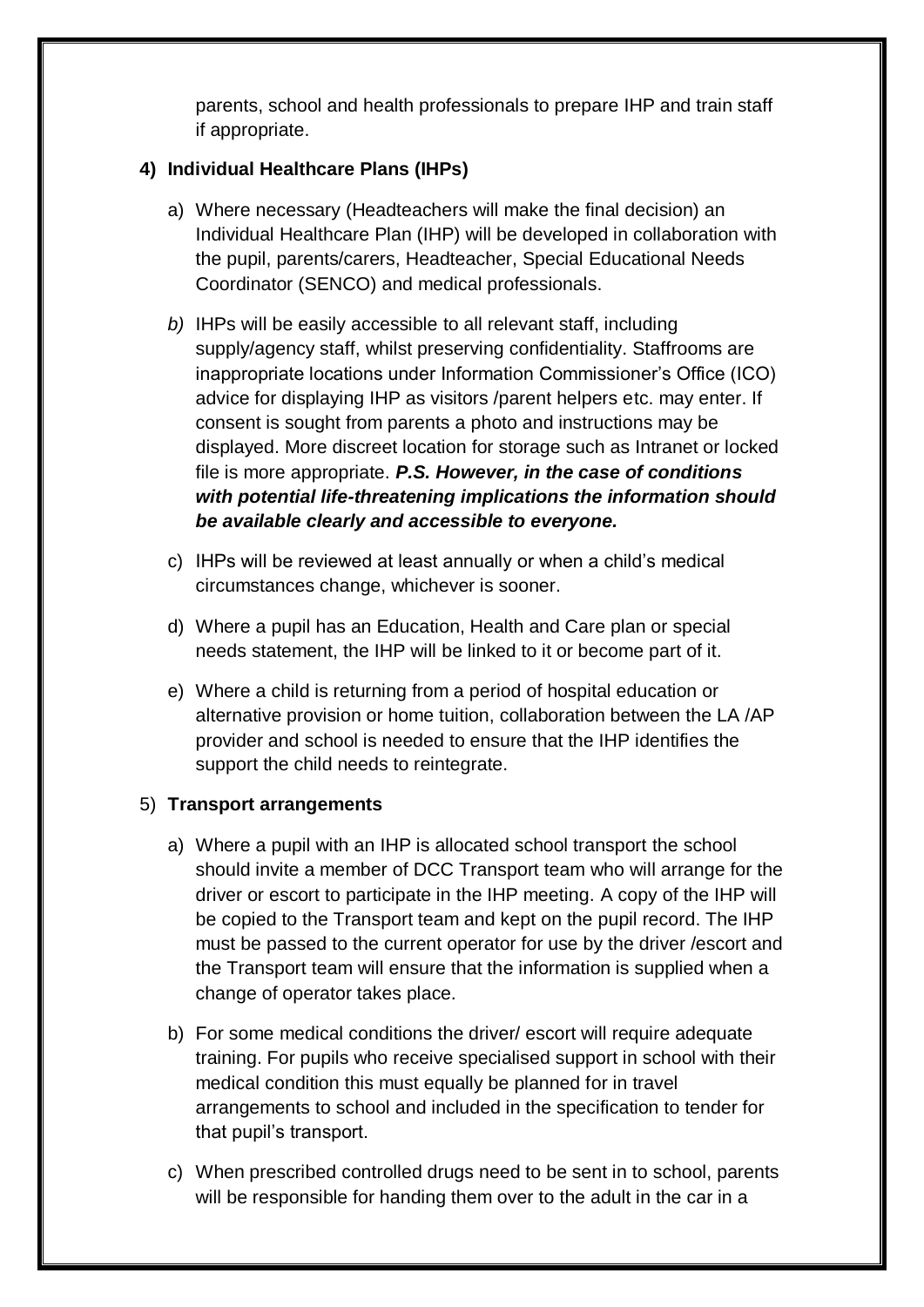parents, school and health professionals to prepare IHP and train staff if appropriate.

**4) Individual Healthcare Plans (IHPs)**

a) Where necessary (Headteachers will make the final decision) an Individual Healthcare Plan (IHP) will be developed in collaboration with the pupil, parents/carers, Headteacher, Special Educational Needs Coordinator (SENCO) and medical professionals.

*b)* IHPs will be easily accessible to all relevant staff, including supply/agency staff, whilst preserving confidentiality. Staffrooms are inappropriate locations under Information Commissioner's Office (ICO) advice for displaying IHP as visitors /parent helpers etc. may enter. If consent is sought from parents a photo and instructions may be displayed. More discreet location for storage such as Intranet or locked file is more appropriate. ***P.S. However, in the case of conditions with potential life-threatening implications the information should be available clearly and accessible to everyone.***

c) IHPs will be reviewed at least annually or when a child's medical circumstances change, whichever is sooner.

d) Where a pupil has an Education, Health and Care plan or special needs statement, the IHP will be linked to it or become part of it.

e) Where a child is returning from a period of hospital education or alternative provision or home tuition, collaboration between the LA /AP provider and school is needed to ensure that the IHP identifies the support the child needs to reintegrate.

5) **Transport arrangements**

a) Where a pupil with an IHP is allocated school transport the school should invite a member of DCC Transport team who will arrange for the driver or escort to participate in the IHP meeting. A copy of the IHP will be copied to the Transport team and kept on the pupil record. The IHP must be passed to the current operator for use by the driver /escort and the Transport team will ensure that the information is supplied when a change of operator takes place.

b) For some medical conditions the driver/ escort will require adequate training. For pupils who receive specialised support in school with their medical condition this must equally be planned for in travel arrangements to school and included in the specification to tender for that pupil's transport.

c) When prescribed controlled drugs need to be sent in to school, parents will be responsible for handing them over to the adult in the car in a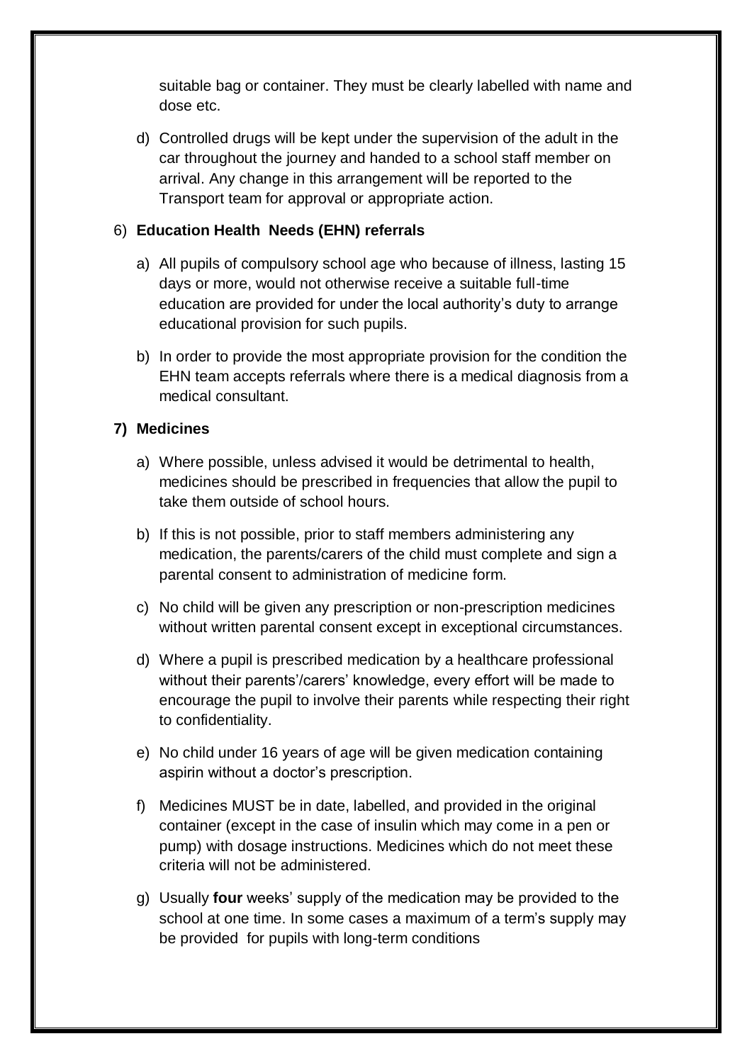suitable bag or container. They must be clearly labelled with name and dose etc.

d) Controlled drugs will be kept under the supervision of the adult in the car throughout the journey and handed to a school staff member on arrival. Any change in this arrangement will be reported to the Transport team for approval or appropriate action.

6) **Education Health Needs (EHN) referrals**

a) All pupils of compulsory school age who because of illness, lasting 15 days or more, would not otherwise receive a suitable full-time education are provided for under the local authority's duty to arrange educational provision for such pupils.

b) In order to provide the most appropriate provision for the condition the EHN team accepts referrals where there is a medical diagnosis from a medical consultant.

**7) Medicines**

a) Where possible, unless advised it would be detrimental to health, medicines should be prescribed in frequencies that allow the pupil to take them outside of school hours.

b) If this is not possible, prior to staff members administering any medication, the parents/carers of the child must complete and sign a parental consent to administration of medicine form.

c) No child will be given any prescription or non-prescription medicines without written parental consent except in exceptional circumstances.

d) Where a pupil is prescribed medication by a healthcare professional without their parents'/carers' knowledge, every effort will be made to encourage the pupil to involve their parents while respecting their right to confidentiality.

e) No child under 16 years of age will be given medication containing aspirin without a doctor's prescription.

f) Medicines MUST be in date, labelled, and provided in the original container (except in the case of insulin which may come in a pen or pump) with dosage instructions. Medicines which do not meet these criteria will not be administered.

g) Usually **four** weeks' supply of the medication may be provided to the school at one time. In some cases a maximum of a term's supply may be provided for pupils with long-term conditions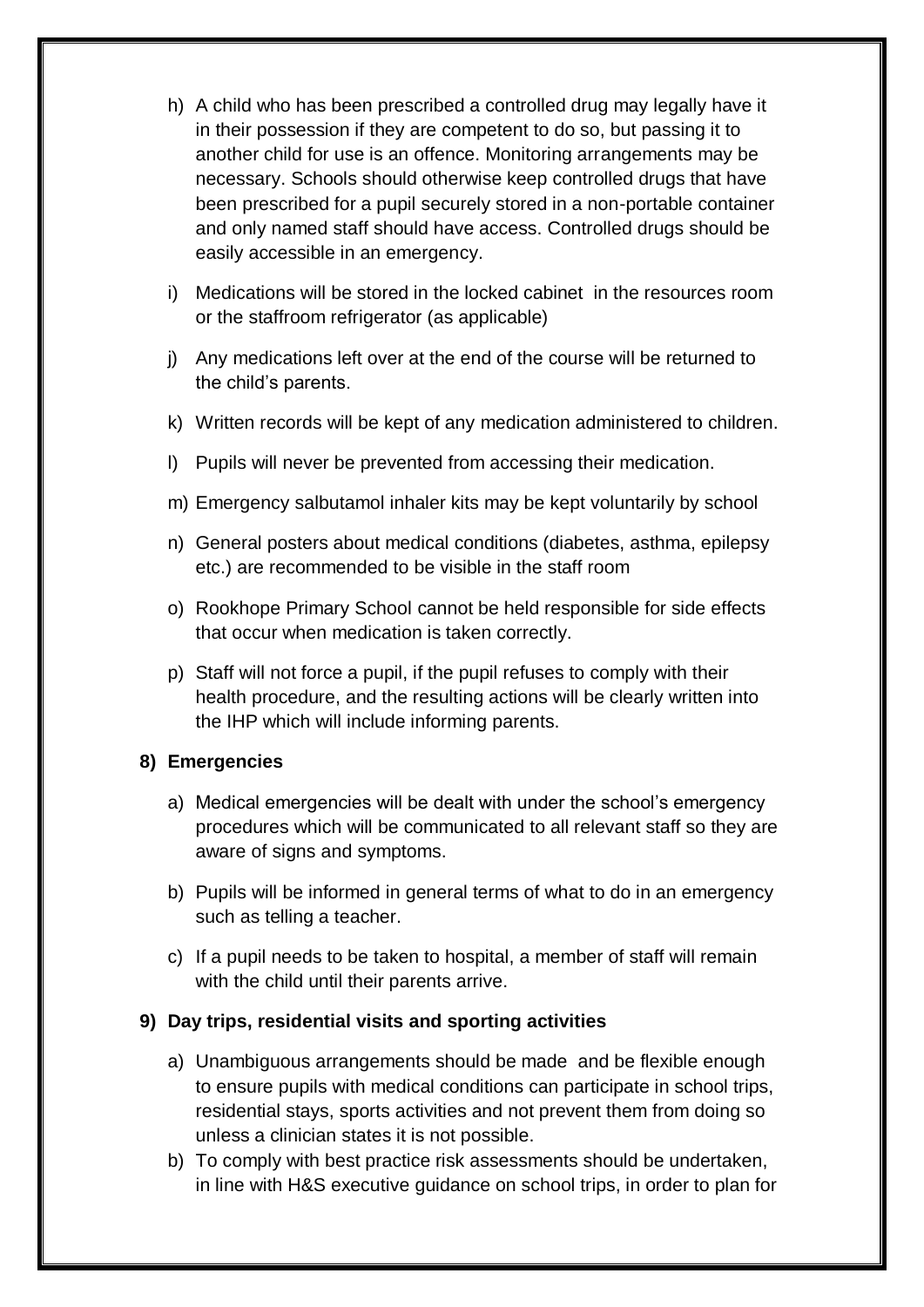h) A child who has been prescribed a controlled drug may legally have it in their possession if they are competent to do so, but passing it to another child for use is an offence. Monitoring arrangements may be necessary. Schools should otherwise keep controlled drugs that have been prescribed for a pupil securely stored in a non-portable container and only named staff should have access. Controlled drugs should be easily accessible in an emergency.

i) Medications will be stored in the locked cabinet in the resources room or the staffroom refrigerator (as applicable)

j) Any medications left over at the end of the course will be returned to the child's parents.

k) Written records will be kept of any medication administered to children.

l) Pupils will never be prevented from accessing their medication.

m) Emergency salbutamol inhaler kits may be kept voluntarily by school

n) General posters about medical conditions (diabetes, asthma, epilepsy etc.) are recommended to be visible in the staff room

o) Rookhope Primary School cannot be held responsible for side effects that occur when medication is taken correctly.

p) Staff will not force a pupil, if the pupil refuses to comply with their health procedure, and the resulting actions will be clearly written into the IHP which will include informing parents.

**8) Emergencies**

a) Medical emergencies will be dealt with under the school's emergency procedures which will be communicated to all relevant staff so they are aware of signs and symptoms.

b) Pupils will be informed in general terms of what to do in an emergency such as telling a teacher.

c) If a pupil needs to be taken to hospital, a member of staff will remain with the child until their parents arrive.

**9) Day trips, residential visits and sporting activities**

a) Unambiguous arrangements should be made and be flexible enough to ensure pupils with medical conditions can participate in school trips, residential stays, sports activities and not prevent them from doing so unless a clinician states it is not possible.

b) To comply with best practice risk assessments should be undertaken, in line with H&S executive guidance on school trips, in order to plan for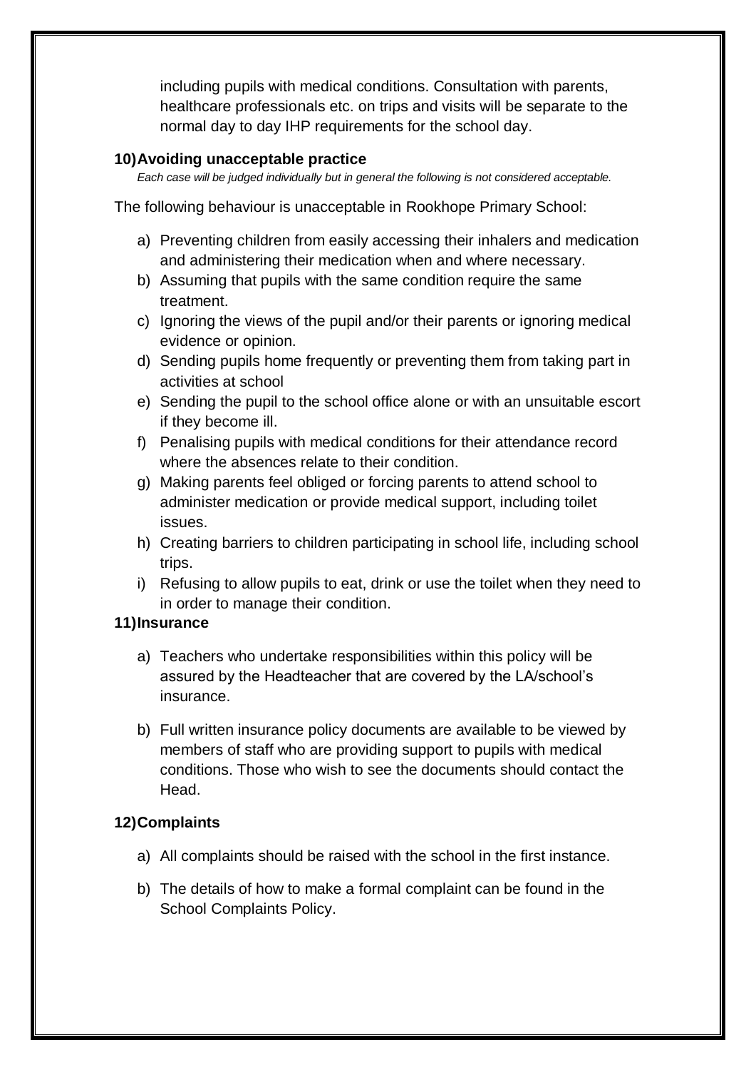including pupils with medical conditions. Consultation with parents, healthcare professionals etc. on trips and visits will be separate to the normal day to day IHP requirements for the school day.

**10) Avoiding unacceptable practice**

*Each case will be judged individually but in general the following is not considered acceptable.*

The following behaviour is unacceptable in Rookhope Primary School:

a) Preventing children from easily accessing their inhalers and medication and administering their medication when and where necessary.
b) Assuming that pupils with the same condition require the same treatment.
c) Ignoring the views of the pupil and/or their parents or ignoring medical evidence or opinion.
d) Sending pupils home frequently or preventing them from taking part in activities at school
e) Sending the pupil to the school office alone or with an unsuitable escort if they become ill.
f) Penalising pupils with medical conditions for their attendance record where the absences relate to their condition.
g) Making parents feel obliged or forcing parents to attend school to administer medication or provide medical support, including toilet issues.
h) Creating barriers to children participating in school life, including school trips.
i) Refusing to allow pupils to eat, drink or use the toilet when they need to in order to manage their condition.

**11) Insurance**

a) Teachers who undertake responsibilities within this policy will be assured by the Headteacher that are covered by the LA/school's insurance.

b) Full written insurance policy documents are available to be viewed by members of staff who are providing support to pupils with medical conditions. Those who wish to see the documents should contact the Head.

**12) Complaints**

a) All complaints should be raised with the school in the first instance.

b) The details of how to make a formal complaint can be found in the School Complaints Policy.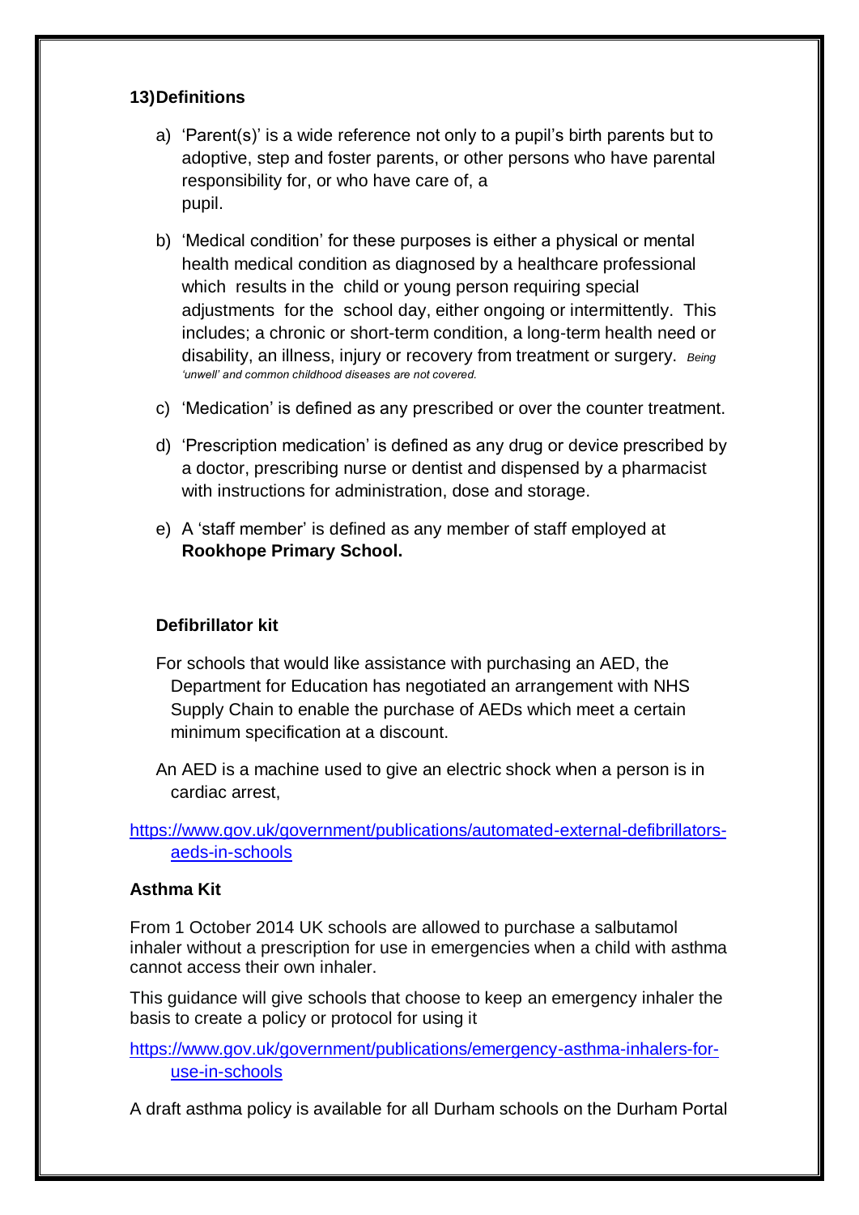### 13) Definitions

a) 'Parent(s)' is a wide reference not only to a pupil's birth parents but to adoptive, step and foster parents, or other persons who have parental responsibility for, or who have care of, a pupil.

b) 'Medical condition' for these purposes is either a physical or mental health medical condition as diagnosed by a healthcare professional which results in the child or young person requiring special adjustments for the school day, either ongoing or intermittently. This includes; a chronic or short-term condition, a long-term health need or disability, an illness, injury or recovery from treatment or surgery. *Being 'unwell' and common childhood diseases are not covered.*

c) 'Medication' is defined as any prescribed or over the counter treatment.

d) 'Prescription medication' is defined as any drug or device prescribed by a doctor, prescribing nurse or dentist and dispensed by a pharmacist with instructions for administration, dose and storage.

e) A 'staff member' is defined as any member of staff employed at **Rookhope Primary School.**

**Defibrillator kit**

For schools that would like assistance with purchasing an AED, the Department for Education has negotiated an arrangement with NHS Supply Chain to enable the purchase of AEDs which meet a certain minimum specification at a discount.

An AED is a machine used to give an electric shock when a person is in cardiac arrest,

https://www.gov.uk/government/publications/automated-external-defibrillators-aeds-in-schools

**Asthma Kit**

From 1 October 2014 UK schools are allowed to purchase a salbutamol inhaler without a prescription for use in emergencies when a child with asthma cannot access their own inhaler.

This guidance will give schools that choose to keep an emergency inhaler the basis to create a policy or protocol for using it

https://www.gov.uk/government/publications/emergency-asthma-inhalers-for-use-in-schools

A draft asthma policy is available for all Durham schools on the Durham Portal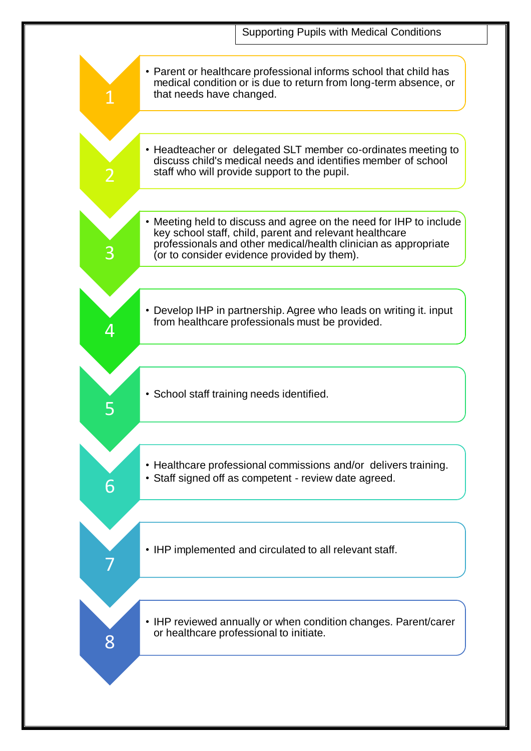Supporting Pupils with Medical Conditions

1. Parent or healthcare professional informs school that child has medical condition or is due to return from long-term absence, or that needs have changed.

2. Headteacher or delegated SLT member co-ordinates meeting to discuss child's medical needs and identifies member of school staff who will provide support to the pupil.

3. Meeting held to discuss and agree on the need for IHP to include key school staff, child, parent and relevant healthcare professionals and other medical/health clinician as appropriate (or to consider evidence provided by them).

4. Develop IHP in partnership. Agree who leads on writing it. input from healthcare professionals must be provided.

5. School staff training needs identified.

6. Healthcare professional commissions and/or delivers training.
   - Staff signed off as competent - review date agreed.

7. IHP implemented and circulated to all relevant staff.

8. IHP reviewed annually or when condition changes. Parent/carer or healthcare professional to initiate.